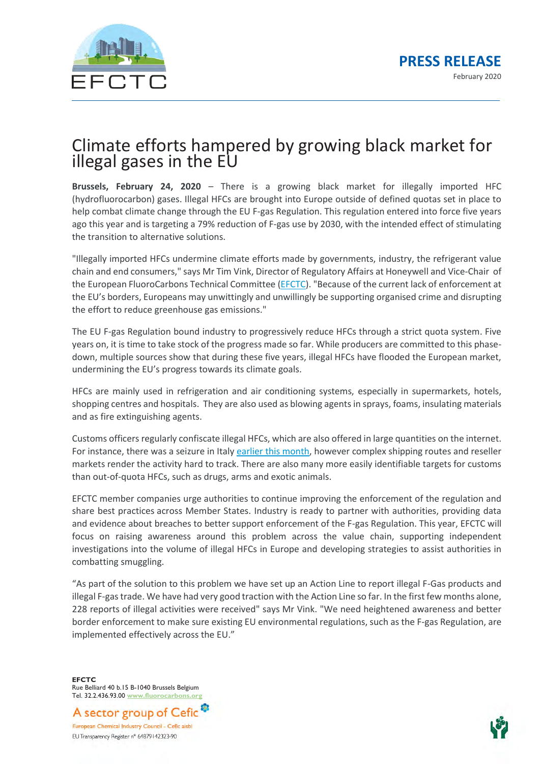EFCTC

**PRESS RELEASE**

February 2020

# Climate efforts hampered by growing black market for illegal gases in the EU

**Brussels, February 24, 2020** – There is a growing black market for illegally imported HFC (hydrofluorocarbon) gases. Illegal HFCs are brought into Europe outside of defined quotas set in place to help combat climate change through the EU F-gas Regulation. This regulation entered into force five years ago this year and is targeting a 79% reduction of F-gas use by 2030, with the intended effect of stimulating the transition to alternative solutions.

"Illegally imported HFCs undermine climate efforts made by governments, industry, the refrigerant value chain and end consumers," says Mr Tim Vink, Director of Regulatory Affairs at Honeywell and Vice-Chair of the European FluoroCarbons Technical Committee (EFCTC). "Because of the current lack of enforcement at the EU's borders, Europeans may unwittingly and unwillingly be supporting organised crime and disrupting the effort to reduce greenhouse gas emissions."

The EU F-gas Regulation bound industry to progressively reduce HFCs through a strict quota system. Five years on, it is time to take stock of the progress made so far. While producers are committed to this phase-down, multiple sources show that during these five years, illegal HFCs have flooded the European market, undermining the EU's progress towards its climate goals.

HFCs are mainly used in refrigeration and air conditioning systems, especially in supermarkets, hotels, shopping centres and hospitals. They are also used as blowing agents in sprays, foams, insulating materials and as fire extinguishing agents.

Customs officers regularly confiscate illegal HFCs, which are also offered in large quantities on the internet. For instance, there was a seizure in Italy earlier this month, however complex shipping routes and reseller markets render the activity hard to track. There are also many more easily identifiable targets for customs than out-of-quota HFCs, such as drugs, arms and exotic animals.

EFCTC member companies urge authorities to continue improving the enforcement of the regulation and share best practices across Member States. Industry is ready to partner with authorities, providing data and evidence about breaches to better support enforcement of the F-gas Regulation. This year, EFCTC will focus on raising awareness around this problem across the value chain, supporting independent investigations into the volume of illegal HFCs in Europe and developing strategies to assist authorities in combatting smuggling.

"As part of the solution to this problem we have set up an Action Line to report illegal F-Gas products and illegal F-gas trade. We have had very good traction with the Action Line so far. In the first few months alone, 228 reports of illegal activities were received" says Mr Vink. "We need heightened awareness and better border enforcement to make sure existing EU environmental regulations, such as the F-gas Regulation, are implemented effectively across the EU."

**EFCTC**
Rue Belliard 40 b.15 B-1040 Brussels Belgium
Tel. 32.2.436.93.00 www.fluorocarbons.org

A sector group of Cefic
European Chemical Industry Council - Cefic aisbl
EU Transparency Register n° 64879142323-90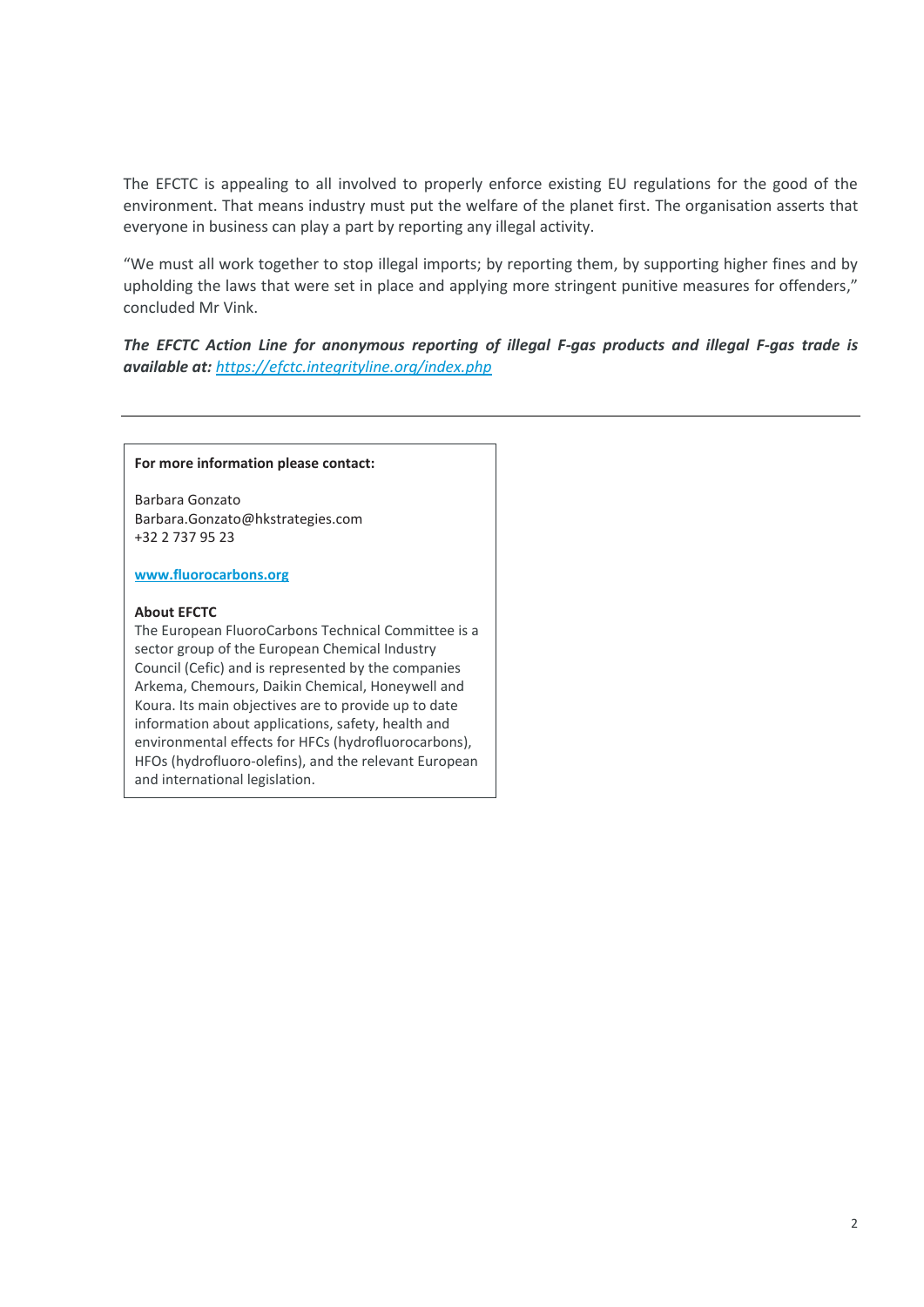The EFCTC is appealing to all involved to properly enforce existing EU regulations for the good of the environment. That means industry must put the welfare of the planet first. The organisation asserts that everyone in business can play a part by reporting any illegal activity.

"We must all work together to stop illegal imports; by reporting them, by supporting higher fines and by upholding the laws that were set in place and applying more stringent punitive measures for offenders," concluded Mr Vink.

***The EFCTC Action Line for anonymous reporting of illegal F-gas products and illegal F-gas trade is available at:*** *https://efctc.integrityline.org/index.php*

---

**For more information please contact:**

Barbara Gonzato
Barbara.Gonzato@hkstrategies.com
+32 2 737 95 23

**www.fluorocarbons.org**

**About EFCTC**
The European FluoroCarbons Technical Committee is a sector group of the European Chemical Industry Council (Cefic) and is represented by the companies Arkema, Chemours, Daikin Chemical, Honeywell and Koura. Its main objectives are to provide up to date information about applications, safety, health and environmental effects for HFCs (hydrofluorocarbons), HFOs (hydrofluoro-olefins), and the relevant European and international legislation.